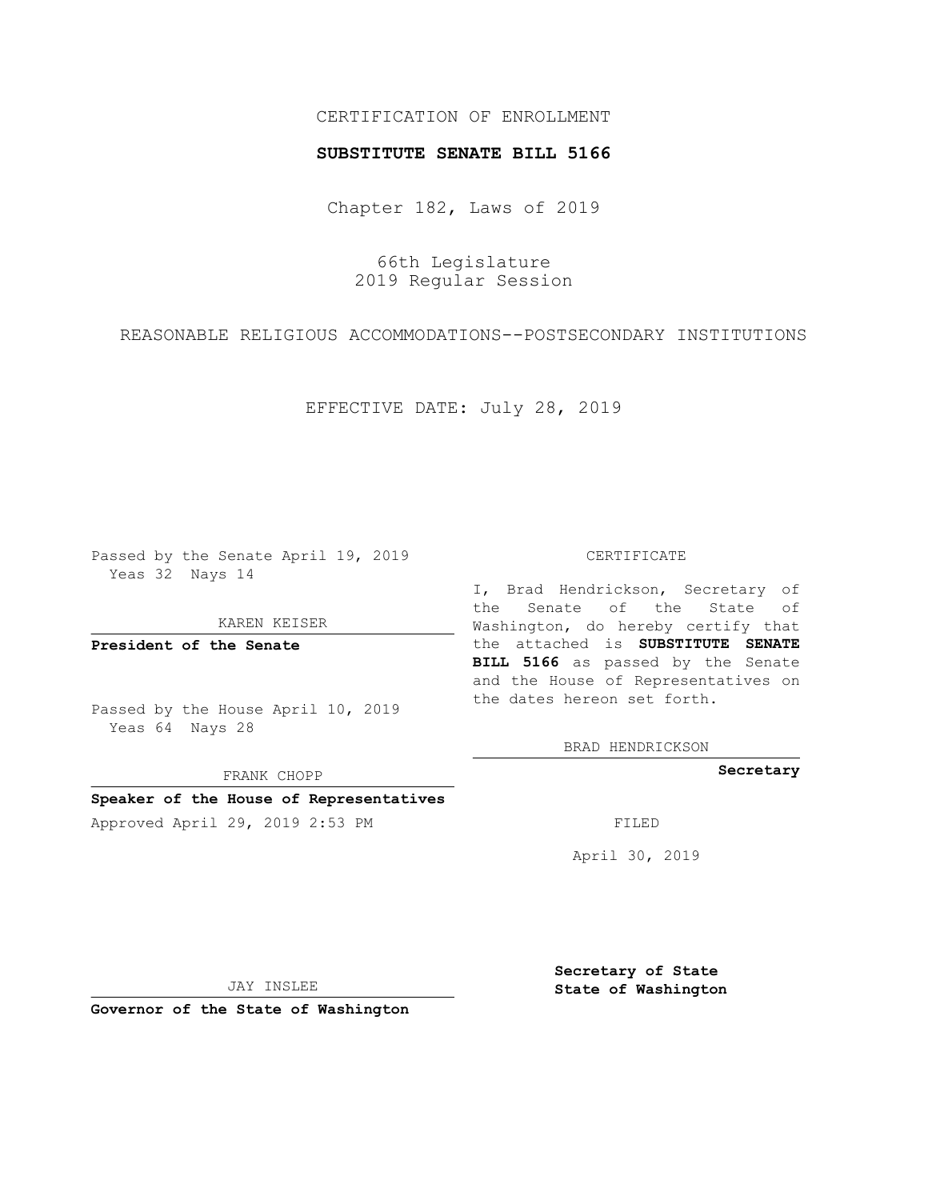CERTIFICATION OF ENROLLMENT

**SUBSTITUTE SENATE BILL 5166**

Chapter 182, Laws of 2019

66th Legislature
2019 Regular Session

REASONABLE RELIGIOUS ACCOMMODATIONS--POSTSECONDARY INSTITUTIONS

EFFECTIVE DATE: July 28, 2019

Passed by the Senate April 19, 2019
Yeas 32 Nays 14

KAREN KEISER

**President of the Senate**

Passed by the House April 10, 2019
Yeas 64 Nays 28

FRANK CHOPP

**Speaker of the House of Representatives**

Approved April 29, 2019 2:53 PM

JAY INSLEE

**Governor of the State of Washington**

CERTIFICATE

I, Brad Hendrickson, Secretary of the Senate of the State of Washington, do hereby certify that the attached is **SUBSTITUTE SENATE BILL 5166** as passed by the Senate and the House of Representatives on the dates hereon set forth.

BRAD HENDRICKSON

**Secretary**

FILED

April 30, 2019

**Secretary of State**
**State of Washington**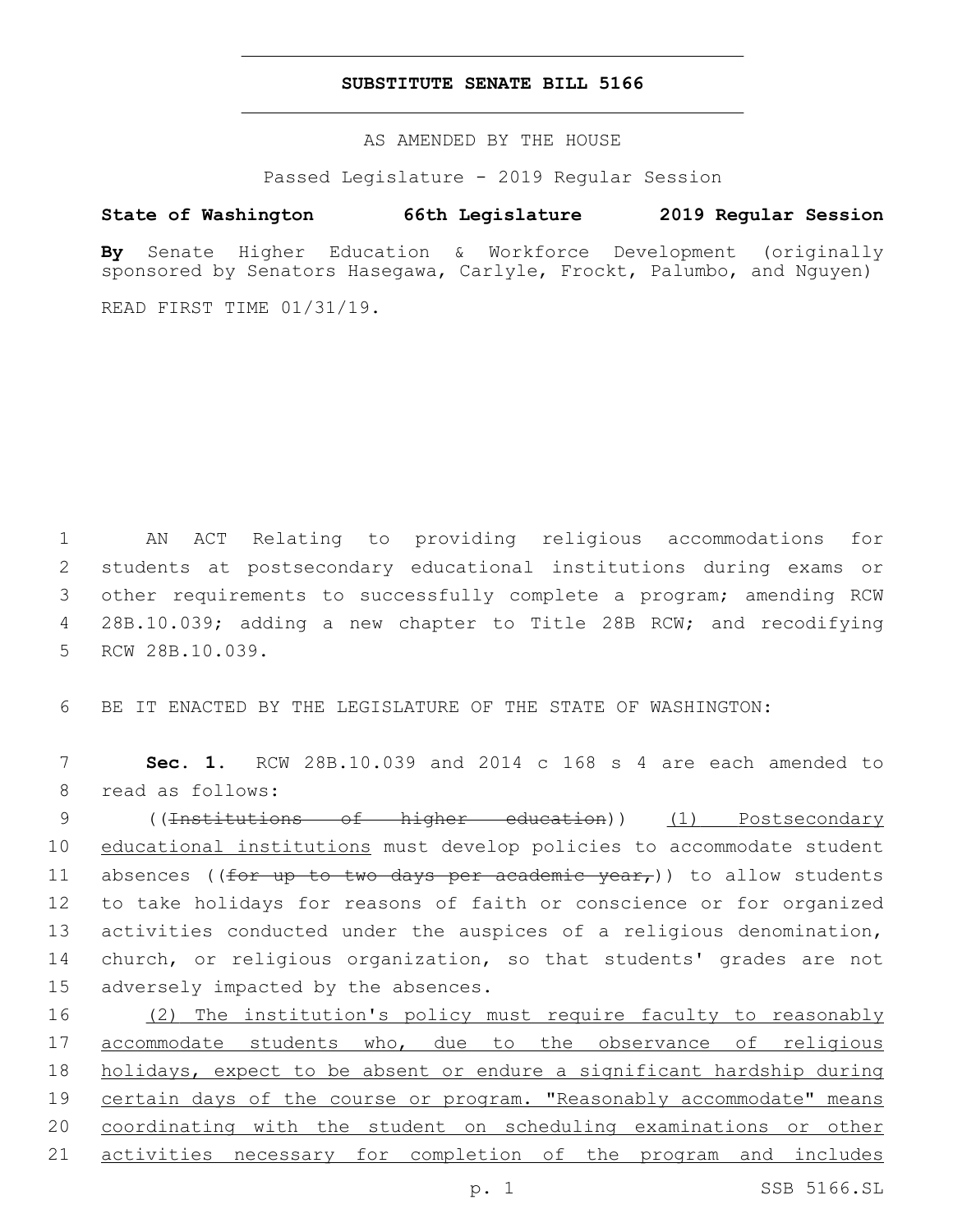# SUBSTITUTE SENATE BILL 5166

AS AMENDED BY THE HOUSE

Passed Legislature - 2019 Regular Session

**State of Washington 66th Legislature 2019 Regular Session**

**By** Senate Higher Education & Workforce Development (originally sponsored by Senators Hasegawa, Carlyle, Frockt, Palumbo, and Nguyen)

READ FIRST TIME 01/31/19.

1 AN ACT Relating to providing religious accommodations for
2 students at postsecondary educational institutions during exams or
3 other requirements to successfully complete a program; amending RCW
4 28B.10.039; adding a new chapter to Title 28B RCW; and recodifying
5 RCW 28B.10.039.

6 BE IT ENACTED BY THE LEGISLATURE OF THE STATE OF WASHINGTON:

7 **Sec. 1.** RCW 28B.10.039 and 2014 c 168 s 4 are each amended to
8 read as follows:

9 ((~~Institutions of higher education~~)) <u>(1) Postsecondary</u>
10 <u>educational institutions</u> must develop policies to accommodate student
11 absences ((~~for up to two days per academic year,~~)) to allow students
12 to take holidays for reasons of faith or conscience or for organized
13 activities conducted under the auspices of a religious denomination,
14 church, or religious organization, so that students' grades are not
15 adversely impacted by the absences.

16 <u>(2) The institution's policy must require faculty to reasonably</u>
17 <u>accommodate students who, due to the observance of religious</u>
18 <u>holidays, expect to be absent or endure a significant hardship during</u>
19 <u>certain days of the course or program. "Reasonably accommodate" means</u>
20 <u>coordinating with the student on scheduling examinations or other</u>
21 <u>activities necessary for completion of the program and includes</u>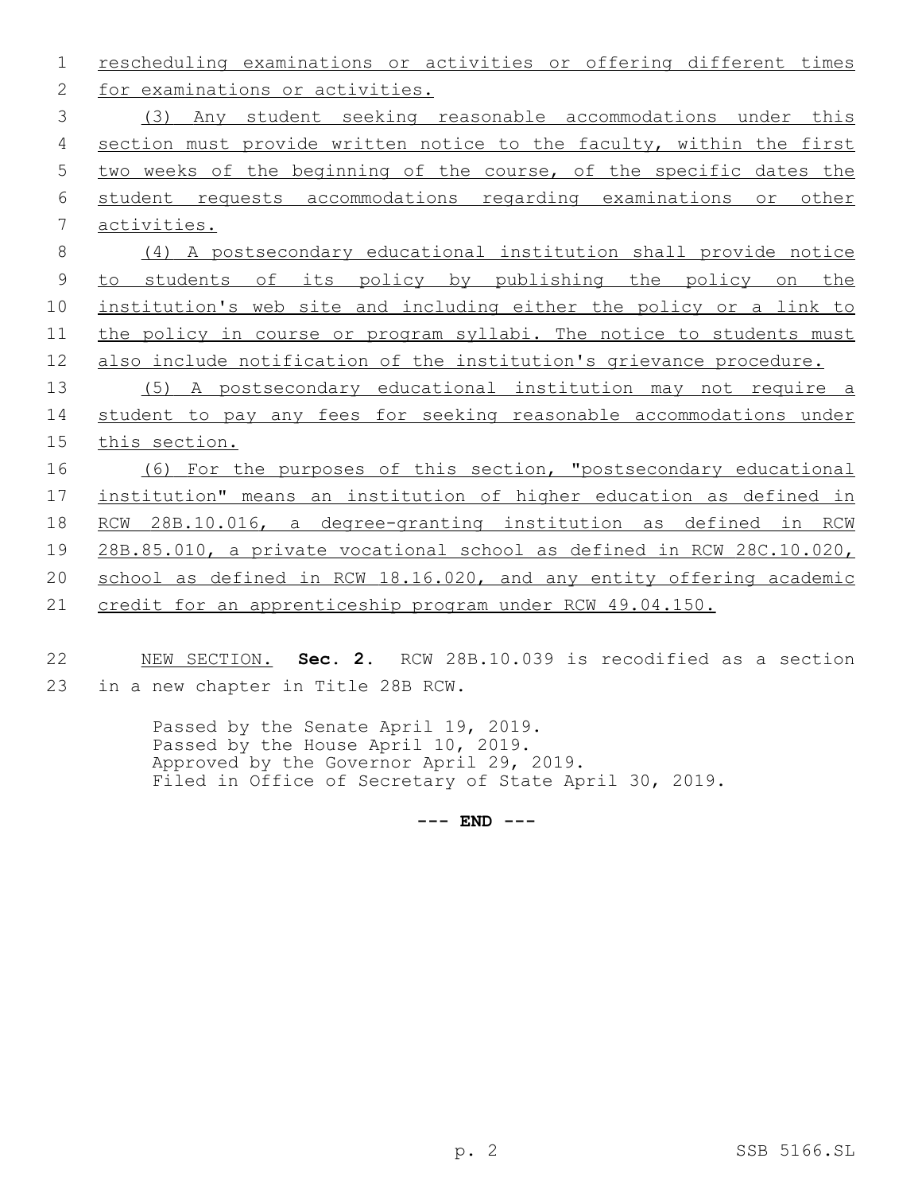rescheduling examinations or activities or offering different times for examinations or activities.

(3) Any student seeking reasonable accommodations under this section must provide written notice to the faculty, within the first two weeks of the beginning of the course, of the specific dates the student requests accommodations regarding examinations or other activities.

(4) A postsecondary educational institution shall provide notice to students of its policy by publishing the policy on the institution's web site and including either the policy or a link to the policy in course or program syllabi. The notice to students must also include notification of the institution's grievance procedure.

(5) A postsecondary educational institution may not require a student to pay any fees for seeking reasonable accommodations under this section.

(6) For the purposes of this section, "postsecondary educational institution" means an institution of higher education as defined in RCW 28B.10.016, a degree-granting institution as defined in RCW 28B.85.010, a private vocational school as defined in RCW 28C.10.020, school as defined in RCW 18.16.020, and any entity offering academic credit for an apprenticeship program under RCW 49.04.150.

NEW SECTION. **Sec. 2.** RCW 28B.10.039 is recodified as a section in a new chapter in Title 28B RCW.

Passed by the Senate April 19, 2019.
Passed by the House April 10, 2019.
Approved by the Governor April 29, 2019.
Filed in Office of Secretary of State April 30, 2019.

**--- END ---**